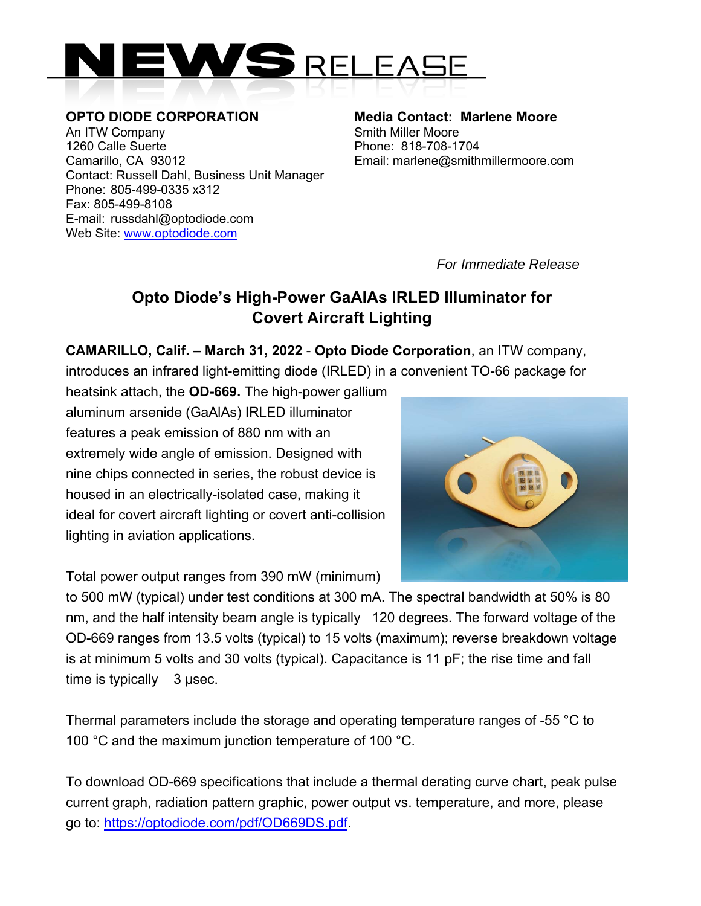# NEWS RELEASE

**OPTO DIODE CORPORATION**
An ITW Company
1260 Calle Suerte
Camarillo, CA 93012
Contact: Russell Dahl, Business Unit Manager
Phone: 805-499-0335 x312
Fax: 805-499-8108
E-mail: russdahl@optodiode.com
Web Site: www.optodiode.com

**Media Contact: Marlene Moore**
Smith Miller Moore
Phone: 818-708-1704
Email: marlene@smithmillermoore.com

*For Immediate Release*

## Opto Diode's High-Power GaAlAs IRLED Illuminator for Covert Aircraft Lighting

**CAMARILLO, Calif. – March 31, 2022** - **Opto Diode Corporation**, an ITW company, introduces an infrared light-emitting diode (IRLED) in a convenient TO-66 package for heatsink attach, the **OD-669.** The high-power gallium aluminum arsenide (GaAlAs) IRLED illuminator features a peak emission of 880 nm with an extremely wide angle of emission. Designed with nine chips connected in series, the robust device is housed in an electrically-isolated case, making it ideal for covert aircraft lighting or covert anti-collision lighting in aviation applications.

Total power output ranges from 390 mW (minimum) to 500 mW (typical) under test conditions at 300 mA. The spectral bandwidth at 50% is 80 nm, and the half intensity beam angle is typically 120 degrees. The forward voltage of the OD-669 ranges from 13.5 volts (typical) to 15 volts (maximum); reverse breakdown voltage is at minimum 5 volts and 30 volts (typical). Capacitance is 11 pF; the rise time and fall time is typically 3 µsec.

Thermal parameters include the storage and operating temperature ranges of -55 °C to 100 °C and the maximum junction temperature of 100 °C.

To download OD-669 specifications that include a thermal derating curve chart, peak pulse current graph, radiation pattern graphic, power output vs. temperature, and more, please go to: https://optodiode.com/pdf/OD669DS.pdf.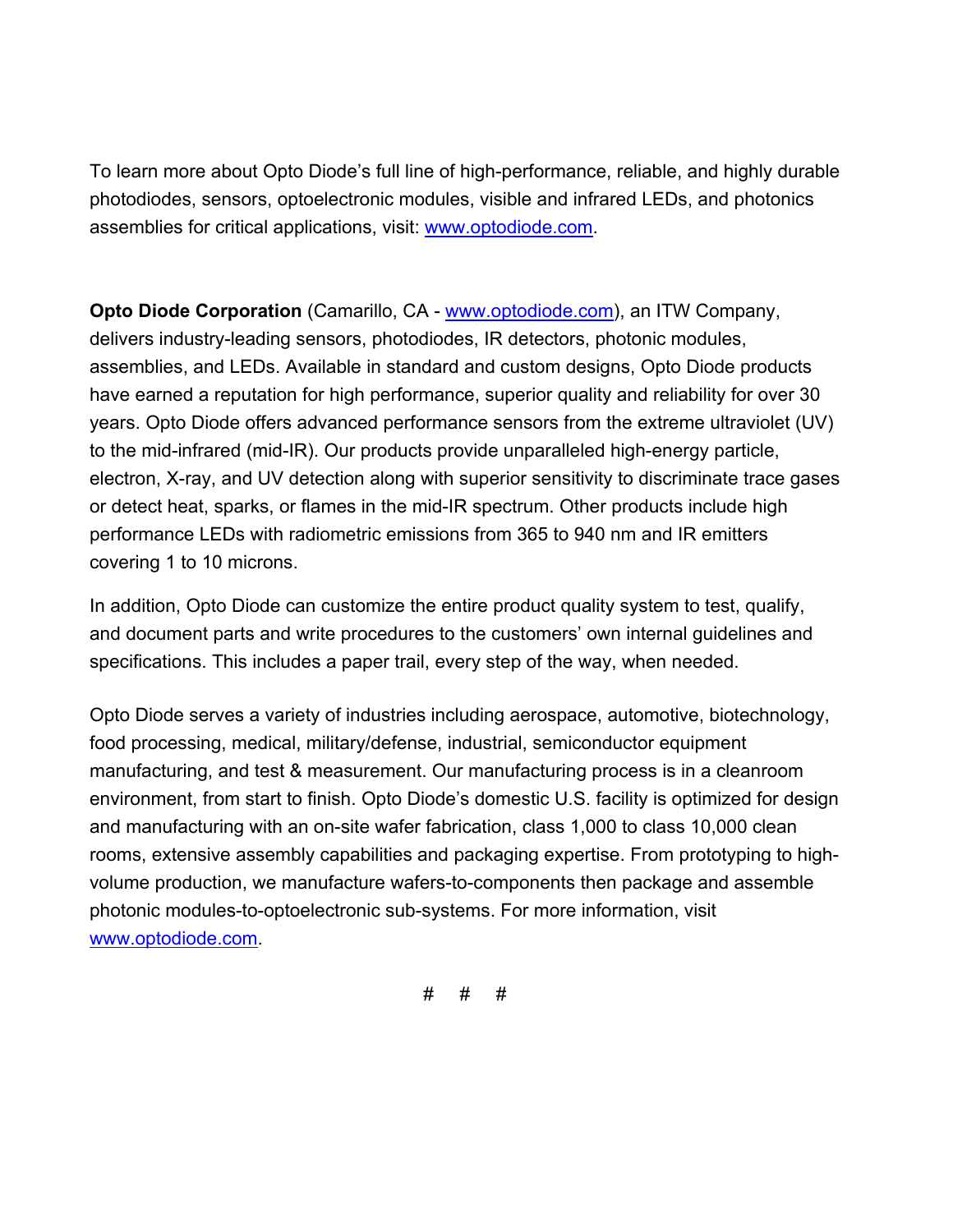To learn more about Opto Diode's full line of high-performance, reliable, and highly durable photodiodes, sensors, optoelectronic modules, visible and infrared LEDs, and photonics assemblies for critical applications, visit: www.optodiode.com.

**Opto Diode Corporation** (Camarillo, CA - www.optodiode.com), an ITW Company, delivers industry-leading sensors, photodiodes, IR detectors, photonic modules, assemblies, and LEDs. Available in standard and custom designs, Opto Diode products have earned a reputation for high performance, superior quality and reliability for over 30 years. Opto Diode offers advanced performance sensors from the extreme ultraviolet (UV) to the mid-infrared (mid-IR). Our products provide unparalleled high-energy particle, electron, X-ray, and UV detection along with superior sensitivity to discriminate trace gases or detect heat, sparks, or flames in the mid-IR spectrum. Other products include high performance LEDs with radiometric emissions from 365 to 940 nm and IR emitters covering 1 to 10 microns.

In addition, Opto Diode can customize the entire product quality system to test, qualify, and document parts and write procedures to the customers' own internal guidelines and specifications. This includes a paper trail, every step of the way, when needed.

Opto Diode serves a variety of industries including aerospace, automotive, biotechnology, food processing, medical, military/defense, industrial, semiconductor equipment manufacturing, and test & measurement. Our manufacturing process is in a cleanroom environment, from start to finish. Opto Diode's domestic U.S. facility is optimized for design and manufacturing with an on-site wafer fabrication, class 1,000 to class 10,000 clean rooms, extensive assembly capabilities and packaging expertise. From prototyping to high-volume production, we manufacture wafers-to-components then package and assemble photonic modules-to-optoelectronic sub-systems. For more information, visit www.optodiode.com.

# # #